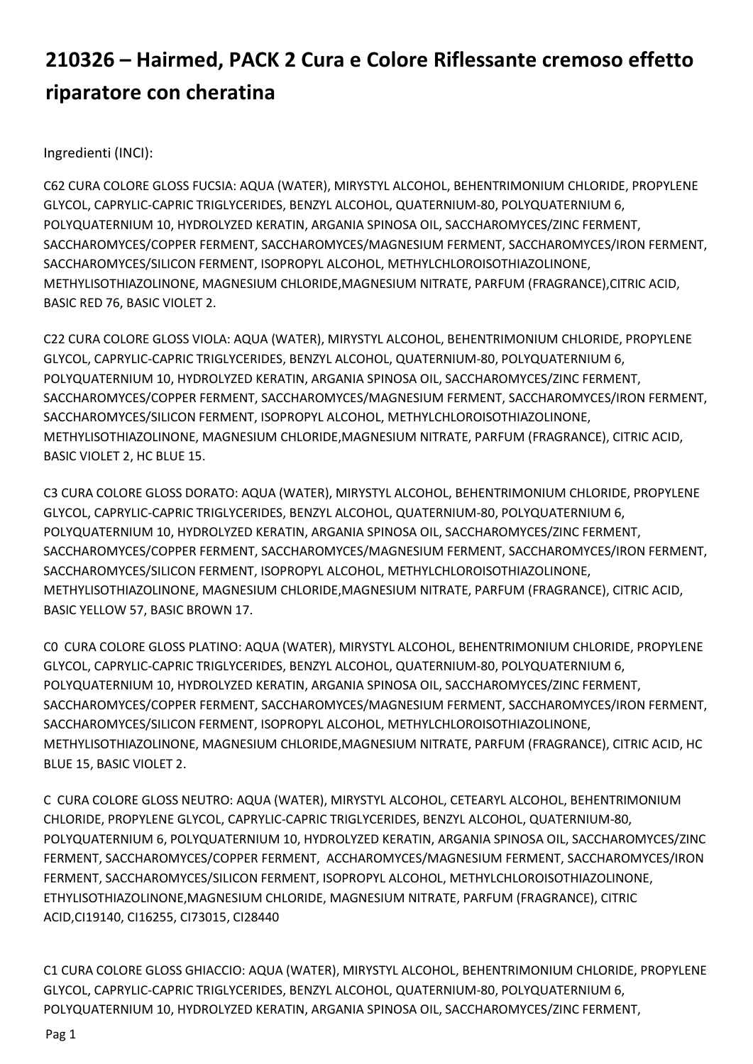# 210326 – Hairmed, PACK 2 Cura e Colore Riflessante cremoso effetto riparatore con cheratina

Ingredienti (INCI):

C62 CURA COLORE GLOSS FUCSIA: AQUA (WATER), MIRYSTYL ALCOHOL, BEHENTRIMONIUM CHLORIDE, PROPYLENE GLYCOL, CAPRYLIC-CAPRIC TRIGLYCERIDES, BENZYL ALCOHOL, QUATERNIUM-80, POLYQUATERNIUM 6, POLYQUATERNIUM 10, HYDROLYZED KERATIN, ARGANIA SPINOSA OIL, SACCHAROMYCES/ZINC FERMENT, SACCHAROMYCES/COPPER FERMENT, SACCHAROMYCES/MAGNESIUM FERMENT, SACCHAROMYCES/IRON FERMENT, SACCHAROMYCES/SILICON FERMENT, ISOPROPYL ALCOHOL, METHYLCHLOROISOTHIAZOLINONE, METHYLISOTHIAZOLINONE, MAGNESIUM CHLORIDE,MAGNESIUM NITRATE, PARFUM (FRAGRANCE),CITRIC ACID, BASIC RED 76, BASIC VIOLET 2.

C22 CURA COLORE GLOSS VIOLA: AQUA (WATER), MIRYSTYL ALCOHOL, BEHENTRIMONIUM CHLORIDE, PROPYLENE GLYCOL, CAPRYLIC-CAPRIC TRIGLYCERIDES, BENZYL ALCOHOL, QUATERNIUM-80, POLYQUATERNIUM 6, POLYQUATERNIUM 10, HYDROLYZED KERATIN, ARGANIA SPINOSA OIL, SACCHAROMYCES/ZINC FERMENT, SACCHAROMYCES/COPPER FERMENT, SACCHAROMYCES/MAGNESIUM FERMENT, SACCHAROMYCES/IRON FERMENT, SACCHAROMYCES/SILICON FERMENT, ISOPROPYL ALCOHOL, METHYLCHLOROISOTHIAZOLINONE, METHYLISOTHIAZOLINONE, MAGNESIUM CHLORIDE,MAGNESIUM NITRATE, PARFUM (FRAGRANCE), CITRIC ACID, BASIC VIOLET 2, HC BLUE 15.

C3 CURA COLORE GLOSS DORATO: AQUA (WATER), MIRYSTYL ALCOHOL, BEHENTRIMONIUM CHLORIDE, PROPYLENE GLYCOL, CAPRYLIC-CAPRIC TRIGLYCERIDES, BENZYL ALCOHOL, QUATERNIUM-80, POLYQUATERNIUM 6, POLYQUATERNIUM 10, HYDROLYZED KERATIN, ARGANIA SPINOSA OIL, SACCHAROMYCES/ZINC FERMENT, SACCHAROMYCES/COPPER FERMENT, SACCHAROMYCES/MAGNESIUM FERMENT, SACCHAROMYCES/IRON FERMENT, SACCHAROMYCES/SILICON FERMENT, ISOPROPYL ALCOHOL, METHYLCHLOROISOTHIAZOLINONE, METHYLISOTHIAZOLINONE, MAGNESIUM CHLORIDE,MAGNESIUM NITRATE, PARFUM (FRAGRANCE), CITRIC ACID, BASIC YELLOW 57, BASIC BROWN 17.

C0 CURA COLORE GLOSS PLATINO: AQUA (WATER), MIRYSTYL ALCOHOL, BEHENTRIMONIUM CHLORIDE, PROPYLENE GLYCOL, CAPRYLIC-CAPRIC TRIGLYCERIDES, BENZYL ALCOHOL, QUATERNIUM-80, POLYQUATERNIUM 6, POLYQUATERNIUM 10, HYDROLYZED KERATIN, ARGANIA SPINOSA OIL, SACCHAROMYCES/ZINC FERMENT, SACCHAROMYCES/COPPER FERMENT, SACCHAROMYCES/MAGNESIUM FERMENT, SACCHAROMYCES/IRON FERMENT, SACCHAROMYCES/SILICON FERMENT, ISOPROPYL ALCOHOL, METHYLCHLOROISOTHIAZOLINONE, METHYLISOTHIAZOLINONE, MAGNESIUM CHLORIDE,MAGNESIUM NITRATE, PARFUM (FRAGRANCE), CITRIC ACID, HC BLUE 15, BASIC VIOLET 2.

C CURA COLORE GLOSS NEUTRO: AQUA (WATER), MIRYSTYL ALCOHOL, CETEARYL ALCOHOL, BEHENTRIMONIUM CHLORIDE, PROPYLENE GLYCOL, CAPRYLIC-CAPRIC TRIGLYCERIDES, BENZYL ALCOHOL, QUATERNIUM-80, POLYQUATERNIUM 6, POLYQUATERNIUM 10, HYDROLYZED KERATIN, ARGANIA SPINOSA OIL, SACCHAROMYCES/ZINC FERMENT, SACCHAROMYCES/COPPER FERMENT, ACCHAROMYCES/MAGNESIUM FERMENT, SACCHAROMYCES/IRON FERMENT, SACCHAROMYCES/SILICON FERMENT, ISOPROPYL ALCOHOL, METHYLCHLOROISOTHIAZOLINONE, ETHYLISOTHIAZOLINONE,MAGNESIUM CHLORIDE, MAGNESIUM NITRATE, PARFUM (FRAGRANCE), CITRIC ACID,CI19140, CI16255, CI73015, CI28440

C1 CURA COLORE GLOSS GHIACCIO: AQUA (WATER), MIRYSTYL ALCOHOL, BEHENTRIMONIUM CHLORIDE, PROPYLENE GLYCOL, CAPRYLIC-CAPRIC TRIGLYCERIDES, BENZYL ALCOHOL, QUATERNIUM-80, POLYQUATERNIUM 6, POLYQUATERNIUM 10, HYDROLYZED KERATIN, ARGANIA SPINOSA OIL, SACCHAROMYCES/ZINC FERMENT,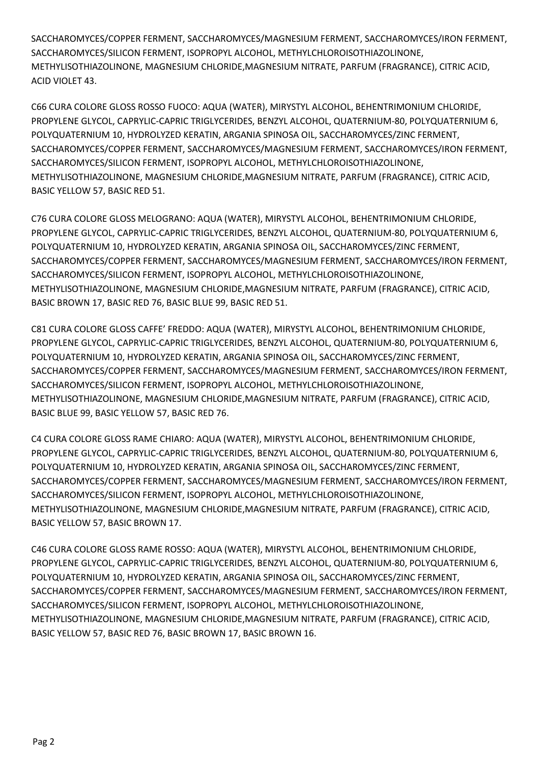SACCHAROMYCES/COPPER FERMENT, SACCHAROMYCES/MAGNESIUM FERMENT, SACCHAROMYCES/IRON FERMENT, SACCHAROMYCES/SILICON FERMENT, ISOPROPYL ALCOHOL, METHYLCHLOROISOTHIAZOLINONE, METHYLISOTHIAZOLINONE, MAGNESIUM CHLORIDE,MAGNESIUM NITRATE, PARFUM (FRAGRANCE), CITRIC ACID, ACID VIOLET 43.

C66 CURA COLORE GLOSS ROSSO FUOCO: AQUA (WATER), MIRYSTYL ALCOHOL, BEHENTRIMONIUM CHLORIDE, PROPYLENE GLYCOL, CAPRYLIC-CAPRIC TRIGLYCERIDES, BENZYL ALCOHOL, QUATERNIUM-80, POLYQUATERNIUM 6, POLYQUATERNIUM 10, HYDROLYZED KERATIN, ARGANIA SPINOSA OIL, SACCHAROMYCES/ZINC FERMENT, SACCHAROMYCES/COPPER FERMENT, SACCHAROMYCES/MAGNESIUM FERMENT, SACCHAROMYCES/IRON FERMENT, SACCHAROMYCES/SILICON FERMENT, ISOPROPYL ALCOHOL, METHYLCHLOROISOTHIAZOLINONE, METHYLISOTHIAZOLINONE, MAGNESIUM CHLORIDE,MAGNESIUM NITRATE, PARFUM (FRAGRANCE), CITRIC ACID, BASIC YELLOW 57, BASIC RED 51.

C76 CURA COLORE GLOSS MELOGRANO: AQUA (WATER), MIRYSTYL ALCOHOL, BEHENTRIMONIUM CHLORIDE, PROPYLENE GLYCOL, CAPRYLIC-CAPRIC TRIGLYCERIDES, BENZYL ALCOHOL, QUATERNIUM-80, POLYQUATERNIUM 6, POLYQUATERNIUM 10, HYDROLYZED KERATIN, ARGANIA SPINOSA OIL, SACCHAROMYCES/ZINC FERMENT, SACCHAROMYCES/COPPER FERMENT, SACCHAROMYCES/MAGNESIUM FERMENT, SACCHAROMYCES/IRON FERMENT, SACCHAROMYCES/SILICON FERMENT, ISOPROPYL ALCOHOL, METHYLCHLOROISOTHIAZOLINONE, METHYLISOTHIAZOLINONE, MAGNESIUM CHLORIDE,MAGNESIUM NITRATE, PARFUM (FRAGRANCE), CITRIC ACID, BASIC BROWN 17, BASIC RED 76, BASIC BLUE 99, BASIC RED 51.

C81 CURA COLORE GLOSS CAFFE' FREDDO: AQUA (WATER), MIRYSTYL ALCOHOL, BEHENTRIMONIUM CHLORIDE, PROPYLENE GLYCOL, CAPRYLIC-CAPRIC TRIGLYCERIDES, BENZYL ALCOHOL, QUATERNIUM-80, POLYQUATERNIUM 6, POLYQUATERNIUM 10, HYDROLYZED KERATIN, ARGANIA SPINOSA OIL, SACCHAROMYCES/ZINC FERMENT, SACCHAROMYCES/COPPER FERMENT, SACCHAROMYCES/MAGNESIUM FERMENT, SACCHAROMYCES/IRON FERMENT, SACCHAROMYCES/SILICON FERMENT, ISOPROPYL ALCOHOL, METHYLCHLOROISOTHIAZOLINONE, METHYLISOTHIAZOLINONE, MAGNESIUM CHLORIDE,MAGNESIUM NITRATE, PARFUM (FRAGRANCE), CITRIC ACID, BASIC BLUE 99, BASIC YELLOW 57, BASIC RED 76.

C4 CURA COLORE GLOSS RAME CHIARO: AQUA (WATER), MIRYSTYL ALCOHOL, BEHENTRIMONIUM CHLORIDE, PROPYLENE GLYCOL, CAPRYLIC-CAPRIC TRIGLYCERIDES, BENZYL ALCOHOL, QUATERNIUM-80, POLYQUATERNIUM 6, POLYQUATERNIUM 10, HYDROLYZED KERATIN, ARGANIA SPINOSA OIL, SACCHAROMYCES/ZINC FERMENT, SACCHAROMYCES/COPPER FERMENT, SACCHAROMYCES/MAGNESIUM FERMENT, SACCHAROMYCES/IRON FERMENT, SACCHAROMYCES/SILICON FERMENT, ISOPROPYL ALCOHOL, METHYLCHLOROISOTHIAZOLINONE, METHYLISOTHIAZOLINONE, MAGNESIUM CHLORIDE,MAGNESIUM NITRATE, PARFUM (FRAGRANCE), CITRIC ACID, BASIC YELLOW 57, BASIC BROWN 17.

C46 CURA COLORE GLOSS RAME ROSSO: AQUA (WATER), MIRYSTYL ALCOHOL, BEHENTRIMONIUM CHLORIDE, PROPYLENE GLYCOL, CAPRYLIC-CAPRIC TRIGLYCERIDES, BENZYL ALCOHOL, QUATERNIUM-80, POLYQUATERNIUM 6, POLYQUATERNIUM 10, HYDROLYZED KERATIN, ARGANIA SPINOSA OIL, SACCHAROMYCES/ZINC FERMENT, SACCHAROMYCES/COPPER FERMENT, SACCHAROMYCES/MAGNESIUM FERMENT, SACCHAROMYCES/IRON FERMENT, SACCHAROMYCES/SILICON FERMENT, ISOPROPYL ALCOHOL, METHYLCHLOROISOTHIAZOLINONE, METHYLISOTHIAZOLINONE, MAGNESIUM CHLORIDE,MAGNESIUM NITRATE, PARFUM (FRAGRANCE), CITRIC ACID, BASIC YELLOW 57, BASIC RED 76, BASIC BROWN 17, BASIC BROWN 16.